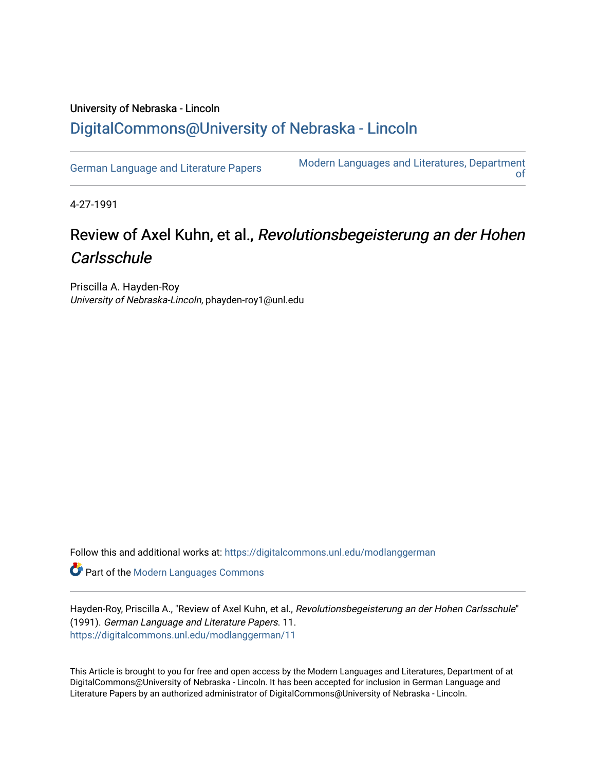University of Nebraska - Lincoln

## DigitalCommons@University of Nebraska - Lincoln

German Language and Literature Papers | Modern Languages and Literatures, Department of

4-27-1991

# Review of Axel Kuhn, et al., *Revolutionsbegeisterung an der Hohen Carlsschule*

Priscilla A. Hayden-Roy
*University of Nebraska-Lincoln*, phayden-roy1@unl.edu

Follow this and additional works at: https://digitalcommons.unl.edu/modlanggerman

Part of the Modern Languages Commons

Hayden-Roy, Priscilla A., "Review of Axel Kuhn, et al., *Revolutionsbegeisterung an der Hohen Carlsschule*" (1991). *German Language and Literature Papers*. 11.
https://digitalcommons.unl.edu/modlanggerman/11

This Article is brought to you for free and open access by the Modern Languages and Literatures, Department of at DigitalCommons@University of Nebraska - Lincoln. It has been accepted for inclusion in German Language and Literature Papers by an authorized administrator of DigitalCommons@University of Nebraska - Lincoln.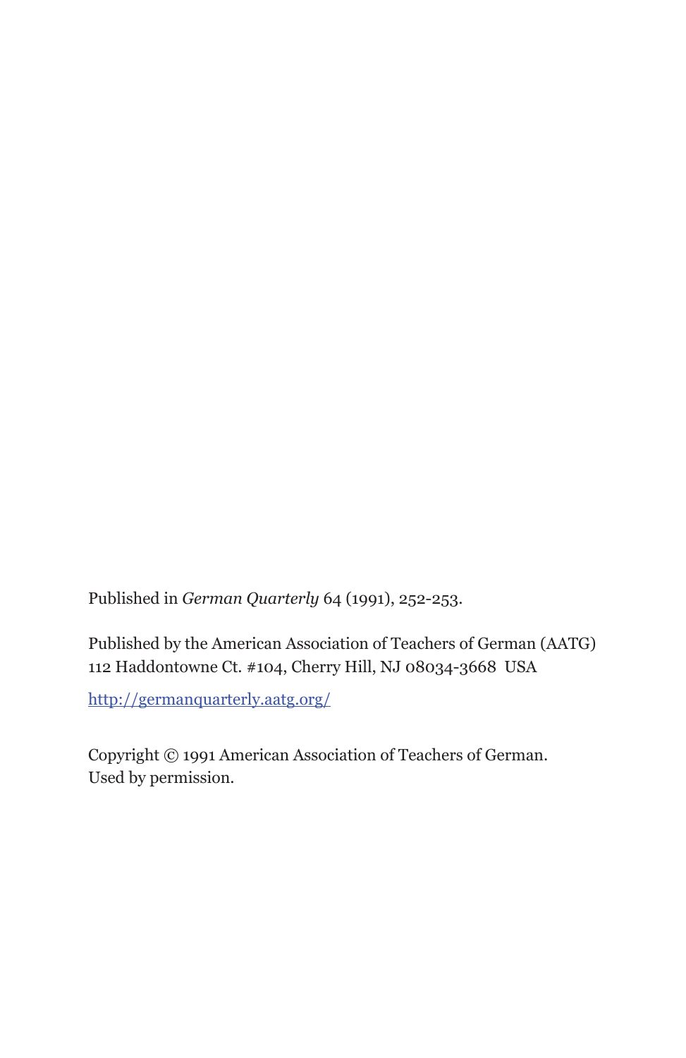Published in *German Quarterly* 64 (1991), 252-253.

Published by the American Association of Teachers of German (AATG)
112 Haddontowne Ct. #104, Cherry Hill, NJ 08034-3668  USA

http://germanquarterly.aatg.org/

Copyright © 1991 American Association of Teachers of German.
Used by permission.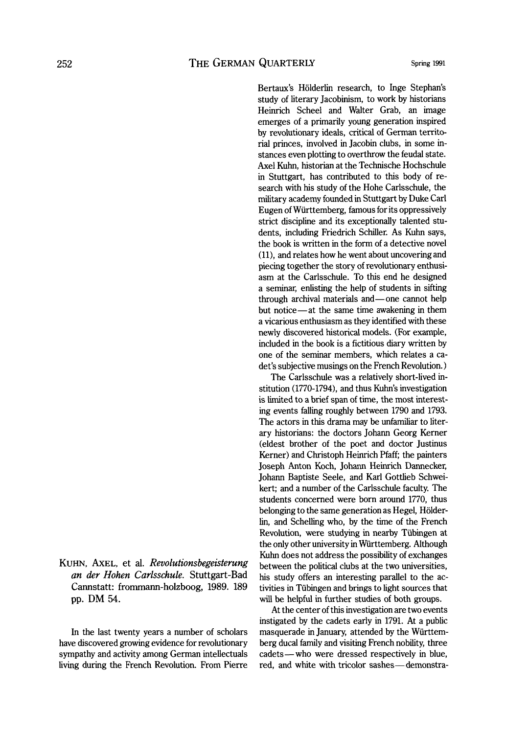**KUHN, AXEL, et al.** ***Revolutionsbegeisterung an der Hohen Carlsschule.*** Stuttgart-Bad Cannstatt: frommann-holzboog, 1989. 189 pp. DM 54.

In the last twenty years a number of scholars have discovered growing evidence for revolutionary sympathy and activity among German intellectuals living during the French Revolution. From Pierre Bertaux's Hölderlin research, to Inge Stephan's study of literary Jacobinism, to work by historians Heinrich Scheel and Walter Grab, an image emerges of a primarily young generation inspired by revolutionary ideals, critical of German territorial princes, involved in Jacobin clubs, in some instances even plotting to overthrow the feudal state. Axel Kuhn, historian at the Technische Hochschule in Stuttgart, has contributed to this body of research with his study of the Hohe Carlsschule, the military academy founded in Stuttgart by Duke Carl Eugen of Württemberg, famous for its oppressively strict discipline and its exceptionally talented students, including Friedrich Schiller. As Kuhn says, the book is written in the form of a detective novel (11), and relates how he went about uncovering and piecing together the story of revolutionary enthusiasm at the Carlsschule. To this end he designed a seminar, enlisting the help of students in sifting through archival materials and—one cannot help but notice—at the same time awakening in them a vicarious enthusiasm as they identified with these newly discovered historical models. (For example, included in the book is a fictitious diary written by one of the seminar members, which relates a cadet's subjective musings on the French Revolution.)

The Carlsschule was a relatively short-lived institution (1770-1794), and thus Kuhn's investigation is limited to a brief span of time, the most interesting events falling roughly between 1790 and 1793. The actors in this drama may be unfamiliar to literary historians: the doctors Johann Georg Kerner (eldest brother of the poet and doctor Justinus Kerner) and Christoph Heinrich Pfaff; the painters Joseph Anton Koch, Johann Heinrich Dannecker, Johann Baptiste Seele, and Karl Gottlieb Schweikert; and a number of the Carlsschule faculty. The students concerned were born around 1770, thus belonging to the same generation as Hegel, Hölderlin, and Schelling who, by the time of the French Revolution, were studying in nearby Tübingen at the only other university in Württemberg. Although Kuhn does not address the possibility of exchanges between the political clubs at the two universities, his study offers an interesting parallel to the activities in Tübingen and brings to light sources that will be helpful in further studies of both groups.

At the center of this investigation are two events instigated by the cadets early in 1791. At a public masquerade in January, attended by the Württemberg ducal family and visiting French nobility, three cadets—who were dressed respectively in blue, red, and white with tricolor sashes—demonstra-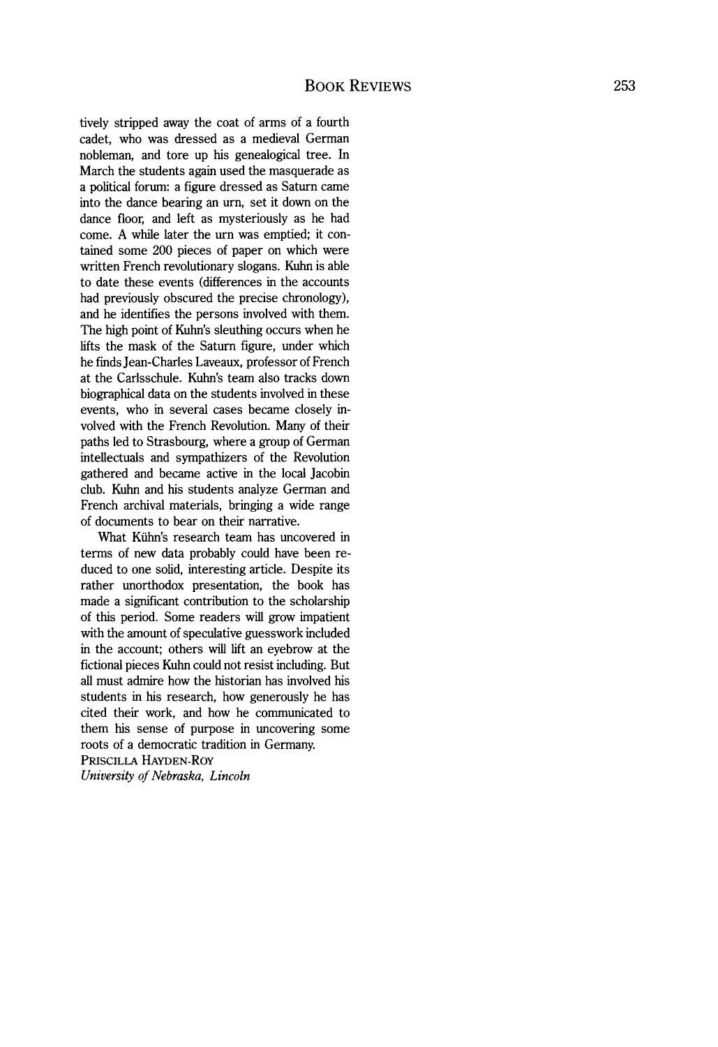tively stripped away the coat of arms of a fourth cadet, who was dressed as a medieval German nobleman, and tore up his genealogical tree. In March the students again used the masquerade as a political forum: a figure dressed as Saturn came into the dance bearing an urn, set it down on the dance floor, and left as mysteriously as he had come. A while later the urn was emptied; it contained some 200 pieces of paper on which were written French revolutionary slogans. Kuhn is able to date these events (differences in the accounts had previously obscured the precise chronology), and he identifies the persons involved with them. The high point of Kuhn's sleuthing occurs when he lifts the mask of the Saturn figure, under which he finds Jean-Charles Laveaux, professor of French at the Carlsschule. Kuhn's team also tracks down biographical data on the students involved in these events, who in several cases became closely involved with the French Revolution. Many of their paths led to Strasbourg, where a group of German intellectuals and sympathizers of the Revolution gathered and became active in the local Jacobin club. Kuhn and his students analyze German and French archival materials, bringing a wide range of documents to bear on their narrative.

What Kühn's research team has uncovered in terms of new data probably could have been reduced to one solid, interesting article. Despite its rather unorthodox presentation, the book has made a significant contribution to the scholarship of this period. Some readers will grow impatient with the amount of speculative guesswork included in the account; others will lift an eyebrow at the fictional pieces Kuhn could not resist including. But all must admire how the historian has involved his students in his research, how generously he has cited their work, and how he communicated to them his sense of purpose in uncovering some roots of a democratic tradition in Germany.

PRISCILLA HAYDEN-ROY
*University of Nebraska, Lincoln*